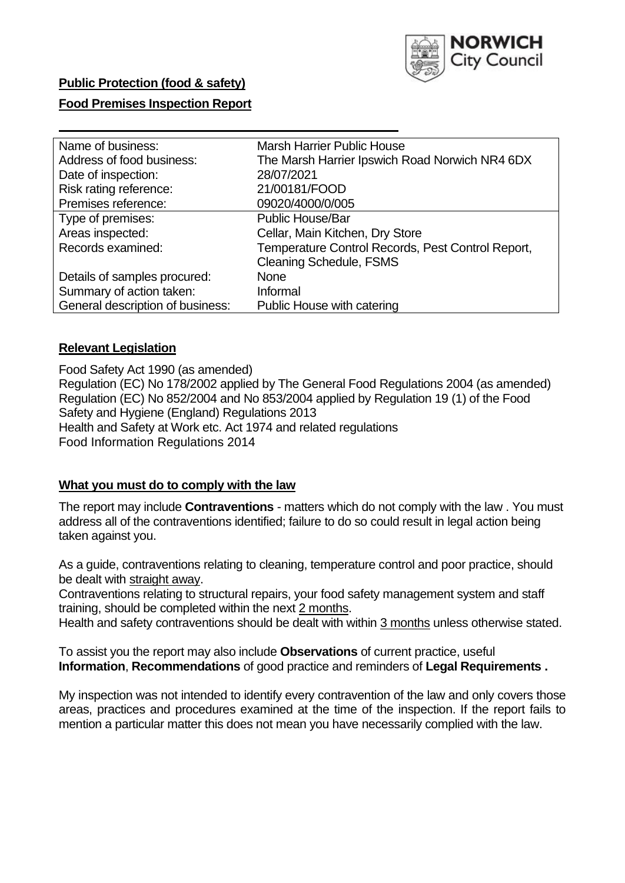**Public Protection (food & safety)**

**Food Premises Inspection Report**

| Name of business: | Marsh Harrier Public House |
|---|---|
| Address of food business: | The Marsh Harrier Ipswich Road Norwich NR4 6DX |
| Date of inspection: | 28/07/2021 |
| Risk rating reference: | 21/00181/FOOD |
| Premises reference: | 09020/4000/0/005 |
| Type of premises: | Public House/Bar |
| Areas inspected: | Cellar, Main Kitchen, Dry Store |
| Records examined: | Temperature Control Records, Pest Control Report, Cleaning Schedule, FSMS |
| Details of samples procured: | None |
| Summary of action taken: | Informal |
| General description of business: | Public House with catering |

## Relevant Legislation

Food Safety Act 1990 (as amended)
Regulation (EC) No 178/2002 applied by The General Food Regulations 2004 (as amended)
Regulation (EC) No 852/2004 and No 853/2004 applied by Regulation 19 (1) of the Food Safety and Hygiene (England) Regulations 2013
Health and Safety at Work etc. Act 1974 and related regulations
Food Information Regulations 2014

## What you must do to comply with the law

The report may include **Contraventions** - matters which do not comply with the law . You must address all of the contraventions identified; failure to do so could result in legal action being taken against you.

As a guide, contraventions relating to cleaning, temperature control and poor practice, should be dealt with straight away.

Contraventions relating to structural repairs, your food safety management system and staff training, should be completed within the next 2 months.

Health and safety contraventions should be dealt with within 3 months unless otherwise stated.

To assist you the report may also include **Observations** of current practice, useful **Information**, **Recommendations** of good practice and reminders of **Legal Requirements .**

My inspection was not intended to identify every contravention of the law and only covers those areas, practices and procedures examined at the time of the inspection. If the report fails to mention a particular matter this does not mean you have necessarily complied with the law.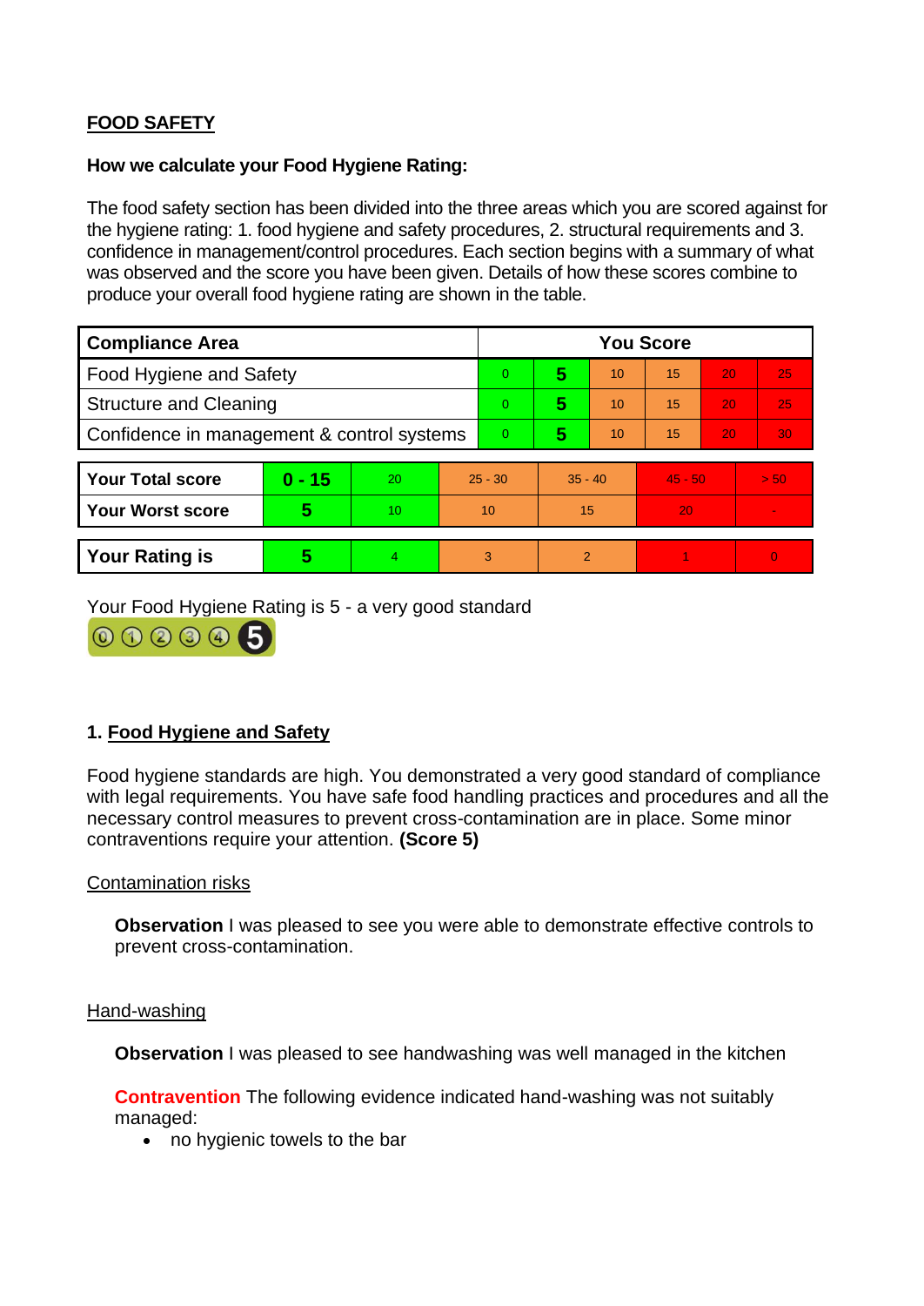**FOOD SAFETY**

**How we calculate your Food Hygiene Rating:**

The food safety section has been divided into the three areas which you are scored against for the hygiene rating: 1. food hygiene and safety procedures, 2. structural requirements and 3. confidence in management/control procedures. Each section begins with a summary of what was observed and the score you have been given. Details of how these scores combine to produce your overall food hygiene rating are shown in the table.

| Compliance Area | You Score | | | | | |
|---|---|---|---|---|---|---|
| Food Hygiene and Safety | 0 | **5** | 10 | 15 | 20 | 25 |
| Structure and Cleaning | 0 | **5** | 10 | 15 | 20 | 25 |
| Confidence in management & control systems | 0 | **5** | 10 | 15 | 20 | 30 |

| | | | | | | |
|---|---|---|---|---|---|---|
| **Your Total score** | **0 - 15** | 20 | 25 - 30 | 35 - 40 | 45 - 50 | > 50 |
| **Your Worst score** | **5** | 10 | 10 | 15 | 20 | - |
| **Your Rating is** | **5** | 4 | 3 | 2 | 1 | 0 |

Your Food Hygiene Rating is 5 - a very good standard

## 1. Food Hygiene and Safety

Food hygiene standards are high. You demonstrated a very good standard of compliance with legal requirements. You have safe food handling practices and procedures and all the necessary control measures to prevent cross-contamination are in place. Some minor contraventions require your attention. **(Score 5)**

Contamination risks

**Observation** I was pleased to see you were able to demonstrate effective controls to prevent cross-contamination.

Hand-washing

**Observation** I was pleased to see handwashing was well managed in the kitchen

**Contravention** The following evidence indicated hand-washing was not suitably managed:

- no hygienic towels to the bar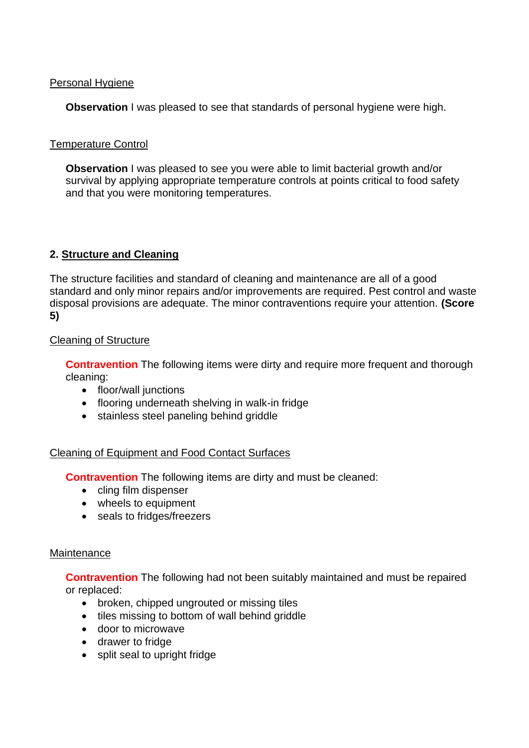Personal Hygiene

**Observation** I was pleased to see that standards of personal hygiene were high.

Temperature Control

**Observation** I was pleased to see you were able to limit bacterial growth and/or survival by applying appropriate temperature controls at points critical to food safety and that you were monitoring temperatures.

## 2. Structure and Cleaning

The structure facilities and standard of cleaning and maintenance are all of a good standard and only minor repairs and/or improvements are required. Pest control and waste disposal provisions are adequate. The minor contraventions require your attention. **(Score 5)**

Cleaning of Structure

**Contravention** The following items were dirty and require more frequent and thorough cleaning:

- floor/wall junctions
- flooring underneath shelving in walk-in fridge
- stainless steel paneling behind griddle

Cleaning of Equipment and Food Contact Surfaces

**Contravention** The following items are dirty and must be cleaned:

- cling film dispenser
- wheels to equipment
- seals to fridges/freezers

Maintenance

**Contravention** The following had not been suitably maintained and must be repaired or replaced:

- broken, chipped ungrouted or missing tiles
- tiles missing to bottom of wall behind griddle
- door to microwave
- drawer to fridge
- split seal to upright fridge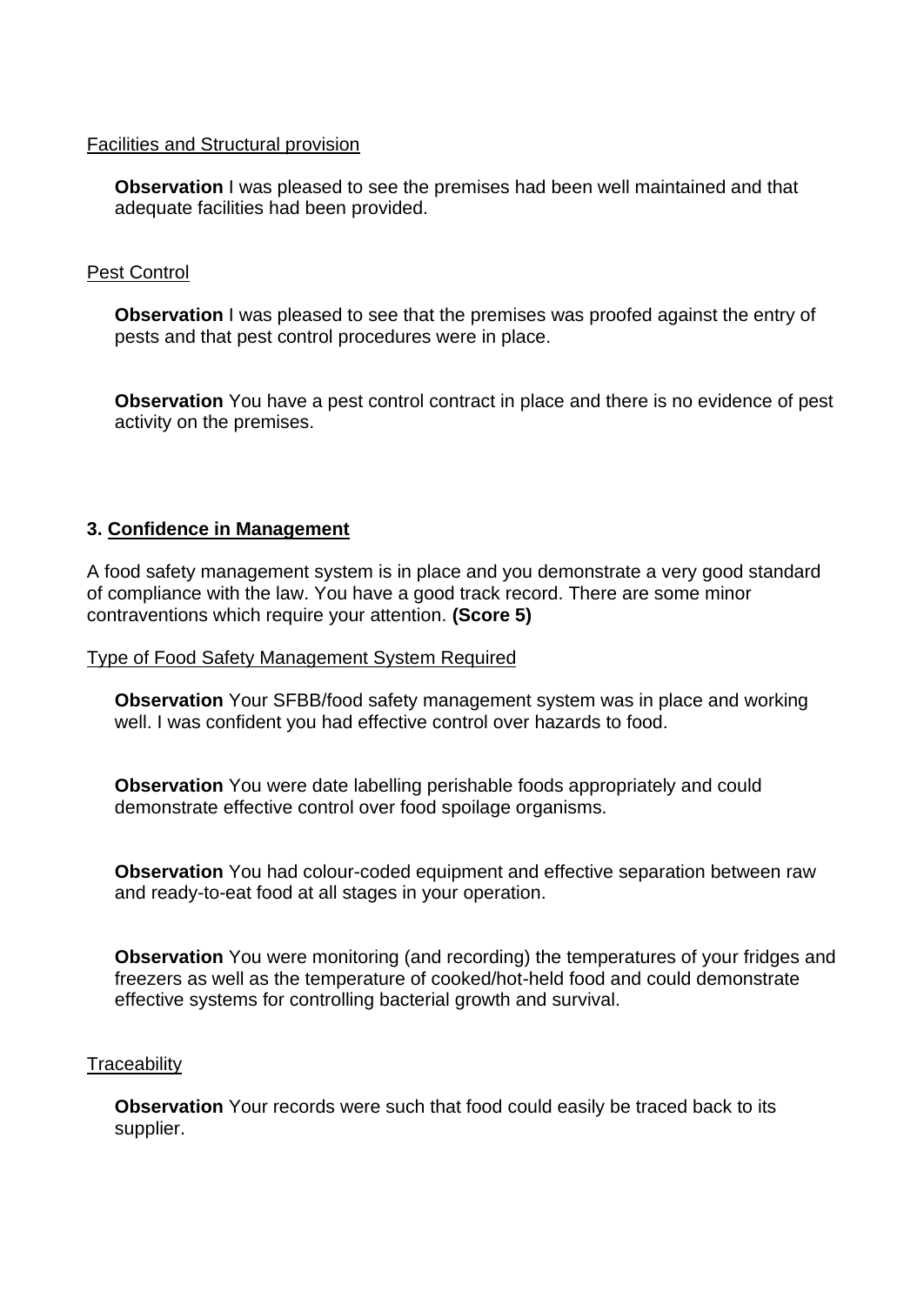Facilities and Structural provision

**Observation** I was pleased to see the premises had been well maintained and that adequate facilities had been provided.

Pest Control

**Observation** I was pleased to see that the premises was proofed against the entry of pests and that pest control procedures were in place.

**Observation** You have a pest control contract in place and there is no evidence of pest activity on the premises.

## 3. Confidence in Management

A food safety management system is in place and you demonstrate a very good standard of compliance with the law. You have a good track record. There are some minor contraventions which require your attention. **(Score 5)**

Type of Food Safety Management System Required

**Observation** Your SFBB/food safety management system was in place and working well. I was confident you had effective control over hazards to food.

**Observation** You were date labelling perishable foods appropriately and could demonstrate effective control over food spoilage organisms.

**Observation** You had colour-coded equipment and effective separation between raw and ready-to-eat food at all stages in your operation.

**Observation** You were monitoring (and recording) the temperatures of your fridges and freezers as well as the temperature of cooked/hot-held food and could demonstrate effective systems for controlling bacterial growth and survival.

Traceability

**Observation** Your records were such that food could easily be traced back to its supplier.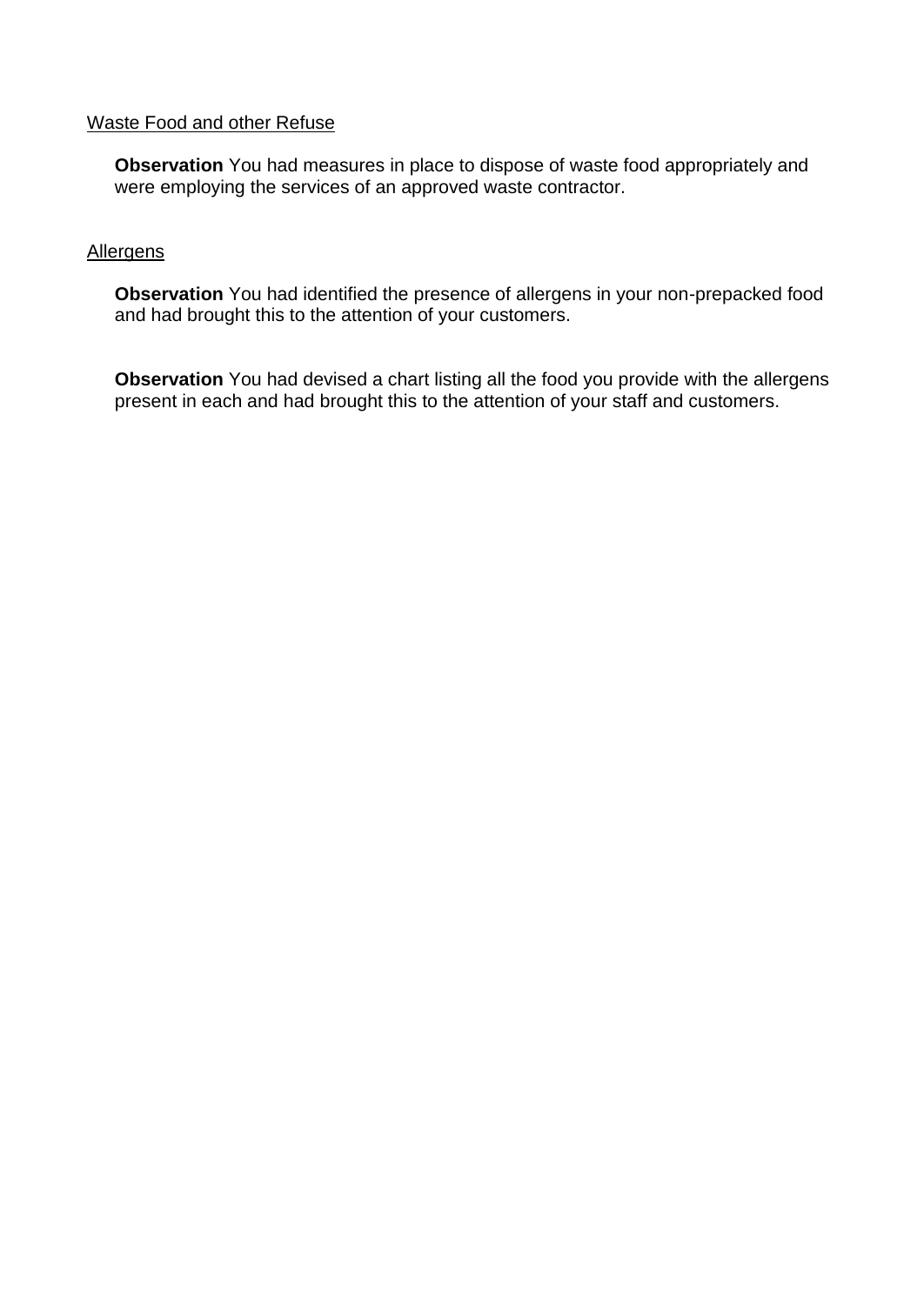Waste Food and other Refuse

**Observation** You had measures in place to dispose of waste food appropriately and were employing the services of an approved waste contractor.

Allergens

**Observation** You had identified the presence of allergens in your non-prepacked food and had brought this to the attention of your customers.

**Observation** You had devised a chart listing all the food you provide with the allergens present in each and had brought this to the attention of your staff and customers.